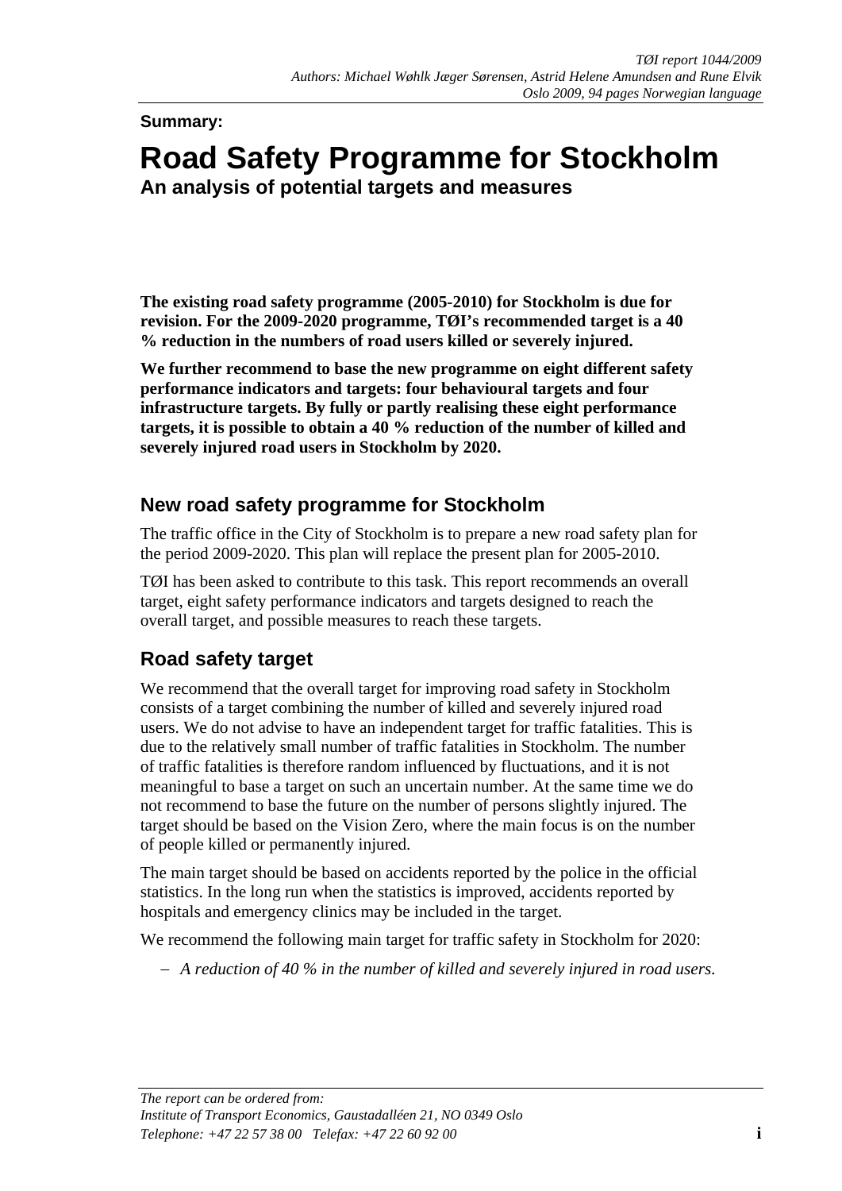*TØI report 1044/2009*
*Authors: Michael Wøhlk Jæger Sørensen, Astrid Helene Amundsen and Rune Elvik*
*Oslo 2009, 94 pages Norwegian language*

**Summary:**

# Road Safety Programme for Stockholm

## An analysis of potential targets and measures

**The existing road safety programme (2005-2010) for Stockholm is due for revision. For the 2009-2020 programme, TØI's recommended target is a 40 % reduction in the numbers of road users killed or severely injured.**

**We further recommend to base the new programme on eight different safety performance indicators and targets: four behavioural targets and four infrastructure targets. By fully or partly realising these eight performance targets, it is possible to obtain a 40 % reduction of the number of killed and severely injured road users in Stockholm by 2020.**

## New road safety programme for Stockholm

The traffic office in the City of Stockholm is to prepare a new road safety plan for the period 2009-2020. This plan will replace the present plan for 2005-2010.

TØI has been asked to contribute to this task. This report recommends an overall target, eight safety performance indicators and targets designed to reach the overall target, and possible measures to reach these targets.

## Road safety target

We recommend that the overall target for improving road safety in Stockholm consists of a target combining the number of killed and severely injured road users. We do not advise to have an independent target for traffic fatalities. This is due to the relatively small number of traffic fatalities in Stockholm. The number of traffic fatalities is therefore random influenced by fluctuations, and it is not meaningful to base a target on such an uncertain number. At the same time we do not recommend to base the future on the number of persons slightly injured. The target should be based on the Vision Zero, where the main focus is on the number of people killed or permanently injured.

The main target should be based on accidents reported by the police in the official statistics. In the long run when the statistics is improved, accidents reported by hospitals and emergency clinics may be included in the target.

We recommend the following main target for traffic safety in Stockholm for 2020:

– *A reduction of 40 % in the number of killed and severely injured in road users.*

*The report can be ordered from:*
*Institute of Transport Economics, Gaustadalléen 21, NO 0349 Oslo*
*Telephone: +47 22 57 38 00 Telefax: +47 22 60 92 00*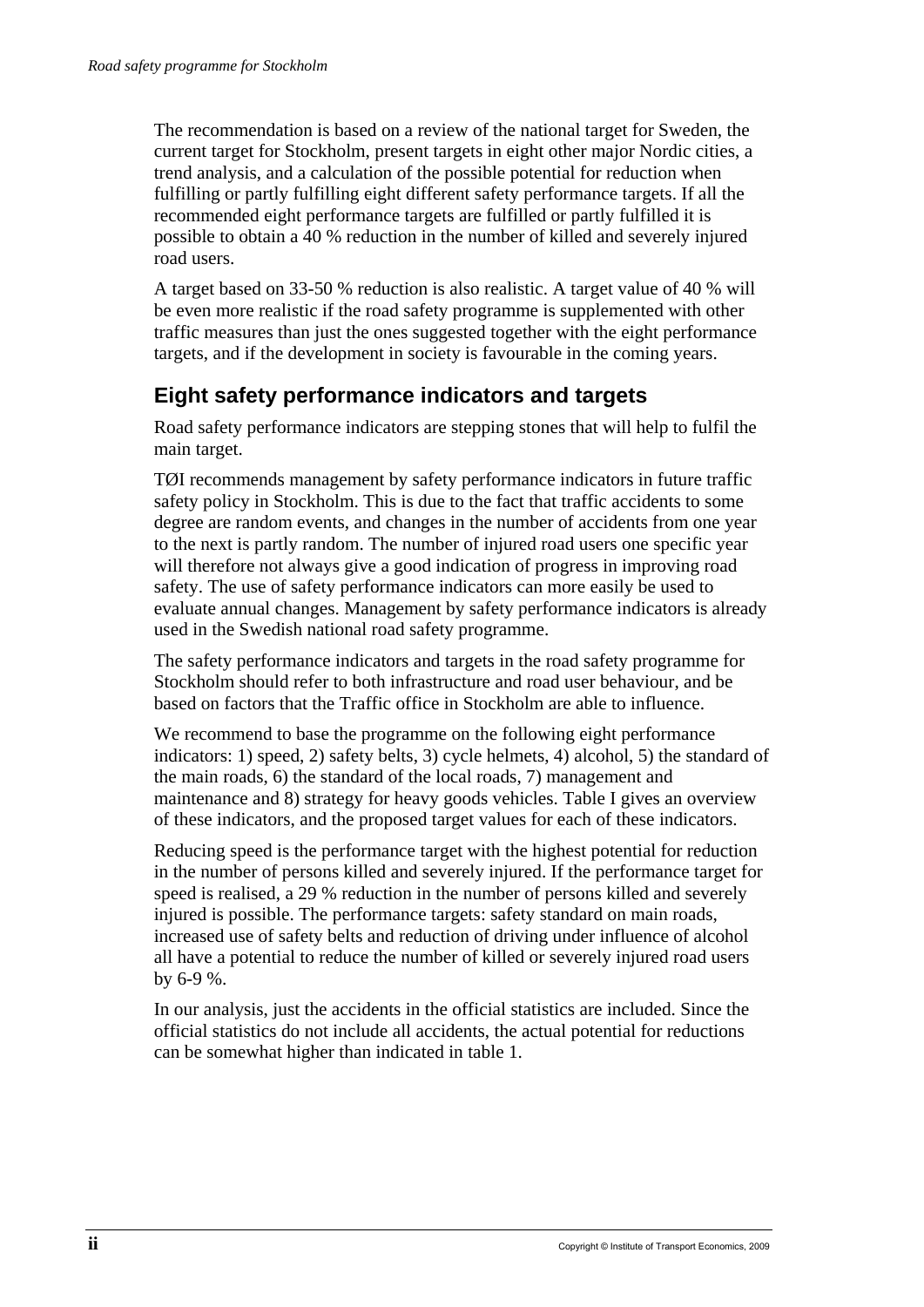The recommendation is based on a review of the national target for Sweden, the current target for Stockholm, present targets in eight other major Nordic cities, a trend analysis, and a calculation of the possible potential for reduction when fulfilling or partly fulfilling eight different safety performance targets. If all the recommended eight performance targets are fulfilled or partly fulfilled it is possible to obtain a 40 % reduction in the number of killed and severely injured road users.

A target based on 33-50 % reduction is also realistic. A target value of 40 % will be even more realistic if the road safety programme is supplemented with other traffic measures than just the ones suggested together with the eight performance targets, and if the development in society is favourable in the coming years.

## Eight safety performance indicators and targets

Road safety performance indicators are stepping stones that will help to fulfil the main target.

TØI recommends management by safety performance indicators in future traffic safety policy in Stockholm. This is due to the fact that traffic accidents to some degree are random events, and changes in the number of accidents from one year to the next is partly random. The number of injured road users one specific year will therefore not always give a good indication of progress in improving road safety. The use of safety performance indicators can more easily be used to evaluate annual changes. Management by safety performance indicators is already used in the Swedish national road safety programme.

The safety performance indicators and targets in the road safety programme for Stockholm should refer to both infrastructure and road user behaviour, and be based on factors that the Traffic office in Stockholm are able to influence.

We recommend to base the programme on the following eight performance indicators: 1) speed, 2) safety belts, 3) cycle helmets, 4) alcohol, 5) the standard of the main roads, 6) the standard of the local roads, 7) management and maintenance and 8) strategy for heavy goods vehicles. Table I gives an overview of these indicators, and the proposed target values for each of these indicators.

Reducing speed is the performance target with the highest potential for reduction in the number of persons killed and severely injured. If the performance target for speed is realised, a 29 % reduction in the number of persons killed and severely injured is possible. The performance targets: safety standard on main roads, increased use of safety belts and reduction of driving under influence of alcohol all have a potential to reduce the number of killed or severely injured road users by 6-9 %.

In our analysis, just the accidents in the official statistics are included. Since the official statistics do not include all accidents, the actual potential for reductions can be somewhat higher than indicated in table 1.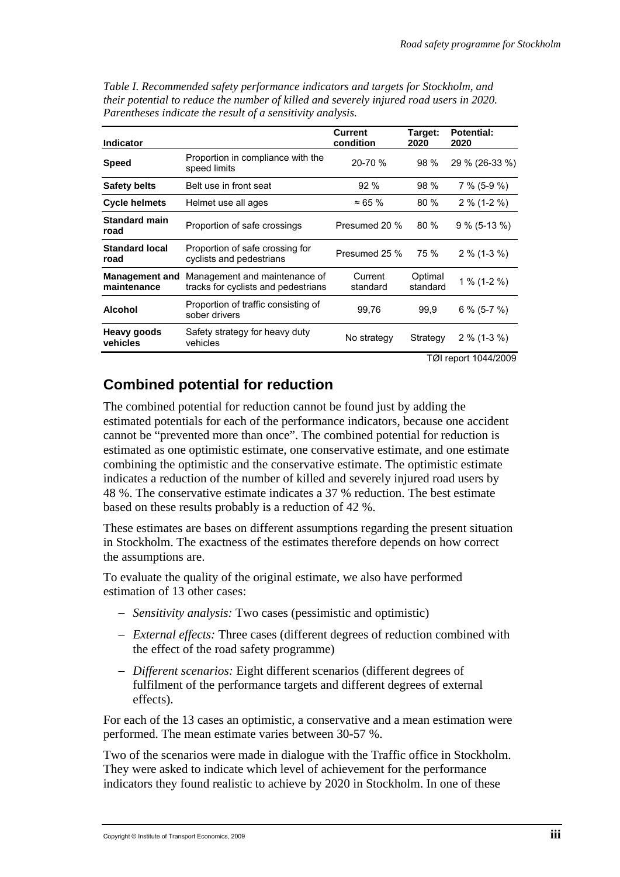*Table I. Recommended safety performance indicators and targets for Stockholm, and their potential to reduce the number of killed and severely injured road users in 2020. Parentheses indicate the result of a sensitivity analysis.*

| Indicator | | Current condition | Target: 2020 | Potential: 2020 |
|---|---|---|---|---|
| **Speed** | Proportion in compliance with the speed limits | 20-70 % | 98 % | 29 % (26-33 %) |
| **Safety belts** | Belt use in front seat | 92 % | 98 % | 7 % (5-9 %) |
| **Cycle helmets** | Helmet use all ages | ≈ 65 % | 80 % | 2 % (1-2 %) |
| **Standard main road** | Proportion of safe crossings | Presumed 20 % | 80 % | 9 % (5-13 %) |
| **Standard local road** | Proportion of safe crossing for cyclists and pedestrians | Presumed 25 % | 75 % | 2 % (1-3 %) |
| **Management and maintenance** | Management and maintenance of tracks for cyclists and pedestrians | Current standard | Optimal standard | 1 % (1-2 %) |
| **Alcohol** | Proportion of traffic consisting of sober drivers | 99,76 | 99,9 | 6 % (5-7 %) |
| **Heavy goods vehicles** | Safety strategy for heavy duty vehicles | No strategy | Strategy | 2 % (1-3 %) |

TØI report 1044/2009

## Combined potential for reduction

The combined potential for reduction cannot be found just by adding the estimated potentials for each of the performance indicators, because one accident cannot be "prevented more than once". The combined potential for reduction is estimated as one optimistic estimate, one conservative estimate, and one estimate combining the optimistic and the conservative estimate. The optimistic estimate indicates a reduction of the number of killed and severely injured road users by 48 %. The conservative estimate indicates a 37 % reduction. The best estimate based on these results probably is a reduction of 42 %.

These estimates are bases on different assumptions regarding the present situation in Stockholm. The exactness of the estimates therefore depends on how correct the assumptions are.

To evaluate the quality of the original estimate, we also have performed estimation of 13 other cases:

- *Sensitivity analysis:* Two cases (pessimistic and optimistic)
- *External effects:* Three cases (different degrees of reduction combined with the effect of the road safety programme)
- *Different scenarios:* Eight different scenarios (different degrees of fulfilment of the performance targets and different degrees of external effects).

For each of the 13 cases an optimistic, a conservative and a mean estimation were performed. The mean estimate varies between 30-57 %.

Two of the scenarios were made in dialogue with the Traffic office in Stockholm. They were asked to indicate which level of achievement for the performance indicators they found realistic to achieve by 2020 in Stockholm. In one of these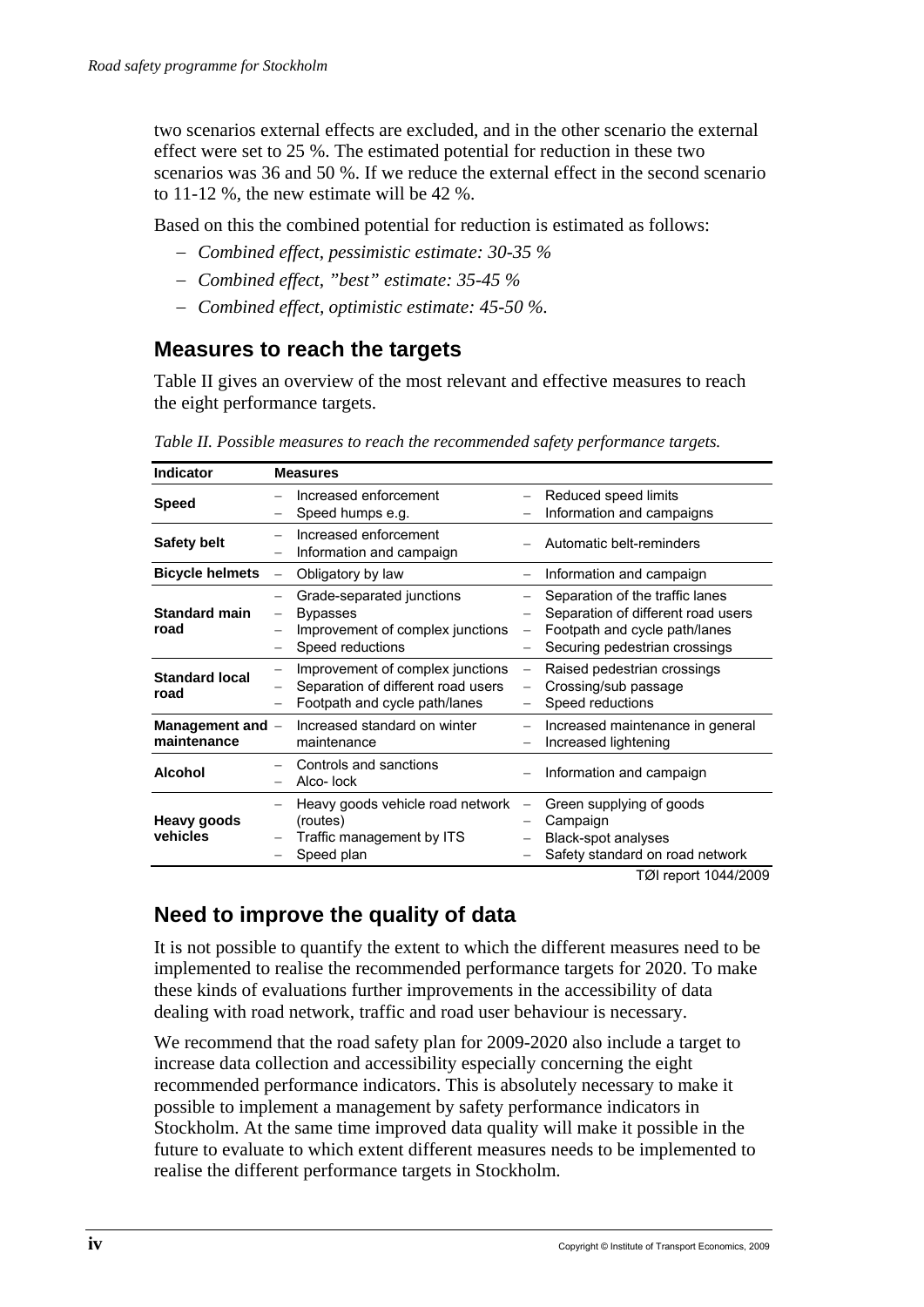two scenarios external effects are excluded, and in the other scenario the external effect were set to 25 %. The estimated potential for reduction in these two scenarios was 36 and 50 %. If we reduce the external effect in the second scenario to 11-12 %, the new estimate will be 42 %.

Based on this the combined potential for reduction is estimated as follows:

- *Combined effect, pessimistic estimate: 30-35 %*
- *Combined effect, "best" estimate: 35-45 %*
- *Combined effect, optimistic estimate: 45-50 %.*

## Measures to reach the targets

Table II gives an overview of the most relevant and effective measures to reach the eight performance targets.

*Table II. Possible measures to reach the recommended safety performance targets.*

| Indicator | Measures | |
|---|---|---|
| **Speed** | – Increased enforcement<br>– Speed humps e.g. | – Reduced speed limits<br>– Information and campaigns |
| **Safety belt** | – Increased enforcement<br>– Information and campaign | – Automatic belt-reminders |
| **Bicycle helmets** | – Obligatory by law | – Information and campaign |
| **Standard main road** | – Grade-separated junctions<br>– Bypasses<br>– Improvement of complex junctions<br>– Speed reductions | – Separation of the traffic lanes<br>– Separation of different road users<br>– Footpath and cycle path/lanes<br>– Securing pedestrian crossings |
| **Standard local road** | – Improvement of complex junctions<br>– Separation of different road users<br>– Footpath and cycle path/lanes | – Raised pedestrian crossings<br>– Crossing/sub passage<br>– Speed reductions |
| **Management and maintenance** | – Increased standard on winter maintenance | – Increased maintenance in general<br>– Increased lightening |
| **Alcohol** | – Controls and sanctions<br>– Alco- lock | – Information and campaign |
| **Heavy goods vehicles** | – Heavy goods vehicle road network (routes)<br>– Traffic management by ITS<br>– Speed plan | – Green supplying of goods<br>– Campaign<br>– Black-spot analyses<br>– Safety standard on road network |

TØI report 1044/2009

## Need to improve the quality of data

It is not possible to quantify the extent to which the different measures need to be implemented to realise the recommended performance targets for 2020. To make these kinds of evaluations further improvements in the accessibility of data dealing with road network, traffic and road user behaviour is necessary.

We recommend that the road safety plan for 2009-2020 also include a target to increase data collection and accessibility especially concerning the eight recommended performance indicators. This is absolutely necessary to make it possible to implement a management by safety performance indicators in Stockholm. At the same time improved data quality will make it possible in the future to evaluate to which extent different measures needs to be implemented to realise the different performance targets in Stockholm.